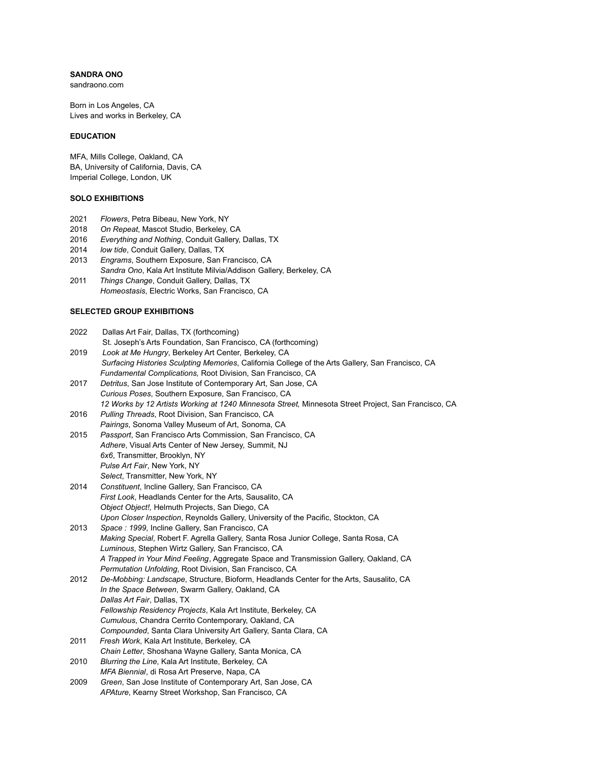**SANDRA ONO**
sandraono.com

Born in Los Angeles, CA
Lives and works in Berkeley, CA

## EDUCATION

MFA, Mills College, Oakland, CA
BA, University of California, Davis, CA
Imperial College, London, UK

## SOLO EXHIBITIONS

2021 *Flowers*, Petra Bibeau, New York, NY
2018 *On Repeat*, Mascot Studio, Berkeley, CA
2016 *Everything and Nothing*, Conduit Gallery, Dallas, TX
2014 *low tide*, Conduit Gallery, Dallas, TX
2013 *Engrams*, Southern Exposure, San Francisco, CA
*Sandra Ono*, Kala Art Institute Milvia/Addison Gallery, Berkeley, CA
2011 *Things Change*, Conduit Gallery, Dallas, TX
*Homeostasis*, Electric Works, San Francisco, CA

## SELECTED GROUP EXHIBITIONS

2022 Dallas Art Fair, Dallas, TX (forthcoming)
St. Joseph's Arts Foundation, San Francisco, CA (forthcoming)
2019 *Look at Me Hungry*, Berkeley Art Center, Berkeley, CA
*Surfacing Histories Sculpting Memories*, California College of the Arts Gallery, San Francisco, CA
*Fundamental Complications,* Root Division, San Francisco, CA
2017 *Detritus*, San Jose Institute of Contemporary Art, San Jose, CA
*Curious Poses*, Southern Exposure, San Francisco, CA
*12 Works by 12 Artists Working at 1240 Minnesota Street,* Minnesota Street Project, San Francisco, CA
2016 *Pulling Threads*, Root Division, San Francisco, CA
*Pairings*, Sonoma Valley Museum of Art, Sonoma, CA
2015 *Passport*, San Francisco Arts Commission, San Francisco, CA
*Adhere*, Visual Arts Center of New Jersey, Summit, NJ
*6x6*, Transmitter, Brooklyn, NY
*Pulse Art Fair*, New York, NY
*Select*, Transmitter, New York, NY
2014 *Constituent*, Incline Gallery, San Francisco, CA
*First Look*, Headlands Center for the Arts, Sausalito, CA
*Object Object!,* Helmuth Projects, San Diego, CA
*Upon Closer Inspection*, Reynolds Gallery, University of the Pacific, Stockton, CA
2013 *Space : 1999*, Incline Gallery, San Francisco, CA
*Making Special*, Robert F. Agrella Gallery, Santa Rosa Junior College, Santa Rosa, CA
*Luminous*, Stephen Wirtz Gallery, San Francisco, CA
*A Trapped in Your Mind Feeling*, Aggregate Space and Transmission Gallery, Oakland, CA
*Permutation Unfolding*, Root Division, San Francisco, CA
2012 *De-Mobbing: Landscape*, Structure, Bioform, Headlands Center for the Arts, Sausalito, CA
*In the Space Between*, Swarm Gallery, Oakland, CA
*Dallas Art Fair*, Dallas, TX
*Fellowship Residency Projects*, Kala Art Institute, Berkeley, CA
*Cumulous*, Chandra Cerrito Contemporary, Oakland, CA
*Compounded*, Santa Clara University Art Gallery, Santa Clara, CA
2011 *Fresh Work*, Kala Art Institute, Berkeley, CA
*Chain Letter*, Shoshana Wayne Gallery, Santa Monica, CA
2010 *Blurring the Line*, Kala Art Institute, Berkeley, CA
*MFA Biennial*, di Rosa Art Preserve, Napa, CA
2009 *Green*, San Jose Institute of Contemporary Art, San Jose, CA
*APAture*, Kearny Street Workshop, San Francisco, CA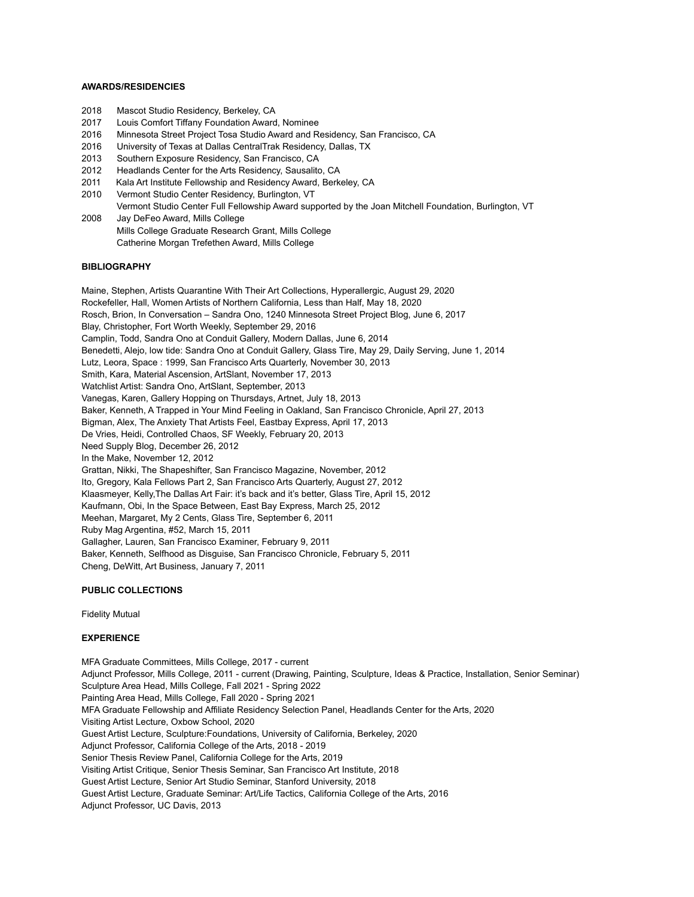**AWARDS/RESIDENCIES**

2018 Mascot Studio Residency, Berkeley, CA
2017 Louis Comfort Tiffany Foundation Award, Nominee
2016 Minnesota Street Project Tosa Studio Award and Residency, San Francisco, CA
2016 University of Texas at Dallas CentralTrak Residency, Dallas, TX
2013 Southern Exposure Residency, San Francisco, CA
2012 Headlands Center for the Arts Residency, Sausalito, CA
2011 Kala Art Institute Fellowship and Residency Award, Berkeley, CA
2010 Vermont Studio Center Residency, Burlington, VT
Vermont Studio Center Full Fellowship Award supported by the Joan Mitchell Foundation, Burlington, VT
2008 Jay DeFeo Award, Mills College
Mills College Graduate Research Grant, Mills College
Catherine Morgan Trefethen Award, Mills College

**BIBLIOGRAPHY**

Maine, Stephen, Artists Quarantine With Their Art Collections, Hyperallergic, August 29, 2020
Rockefeller, Hall, Women Artists of Northern California, Less than Half, May 18, 2020
Rosch, Brion, In Conversation – Sandra Ono, 1240 Minnesota Street Project Blog, June 6, 2017
Blay, Christopher, Fort Worth Weekly, September 29, 2016
Camplin, Todd, Sandra Ono at Conduit Gallery, Modern Dallas, June 6, 2014
Benedetti, Alejo, low tide: Sandra Ono at Conduit Gallery, Glass Tire, May 29, Daily Serving, June 1, 2014
Lutz, Leora, Space : 1999, San Francisco Arts Quarterly, November 30, 2013
Smith, Kara, Material Ascension, ArtSlant, November 17, 2013
Watchlist Artist: Sandra Ono, ArtSlant, September, 2013
Vanegas, Karen, Gallery Hopping on Thursdays, Artnet, July 18, 2013
Baker, Kenneth, A Trapped in Your Mind Feeling in Oakland, San Francisco Chronicle, April 27, 2013
Bigman, Alex, The Anxiety That Artists Feel, Eastbay Express, April 17, 2013
De Vries, Heidi, Controlled Chaos, SF Weekly, February 20, 2013
Need Supply Blog, December 26, 2012
In the Make, November 12, 2012
Grattan, Nikki, The Shapeshifter, San Francisco Magazine, November, 2012
Ito, Gregory, Kala Fellows Part 2, San Francisco Arts Quarterly, August 27, 2012
Klaasmeyer, Kelly,The Dallas Art Fair: it's back and it's better, Glass Tire, April 15, 2012
Kaufmann, Obi, In the Space Between, East Bay Express, March 25, 2012
Meehan, Margaret, My 2 Cents, Glass Tire, September 6, 2011
Ruby Mag Argentina, #52, March 15, 2011
Gallagher, Lauren, San Francisco Examiner, February 9, 2011
Baker, Kenneth, Selfhood as Disguise, San Francisco Chronicle, February 5, 2011
Cheng, DeWitt, Art Business, January 7, 2011

**PUBLIC COLLECTIONS**

Fidelity Mutual

**EXPERIENCE**

MFA Graduate Committees, Mills College, 2017 - current
Adjunct Professor, Mills College, 2011 - current (Drawing, Painting, Sculpture, Ideas & Practice, Installation, Senior Seminar)
Sculpture Area Head, Mills College, Fall 2021 - Spring 2022
Painting Area Head, Mills College, Fall 2020 - Spring 2021
MFA Graduate Fellowship and Affiliate Residency Selection Panel, Headlands Center for the Arts, 2020
Visiting Artist Lecture, Oxbow School, 2020
Guest Artist Lecture, Sculpture:Foundations, University of California, Berkeley, 2020
Adjunct Professor, California College of the Arts, 2018 - 2019
Senior Thesis Review Panel, California College for the Arts, 2019
Visiting Artist Critique, Senior Thesis Seminar, San Francisco Art Institute, 2018
Guest Artist Lecture, Senior Art Studio Seminar, Stanford University, 2018
Guest Artist Lecture, Graduate Seminar: Art/Life Tactics, California College of the Arts, 2016
Adjunct Professor, UC Davis, 2013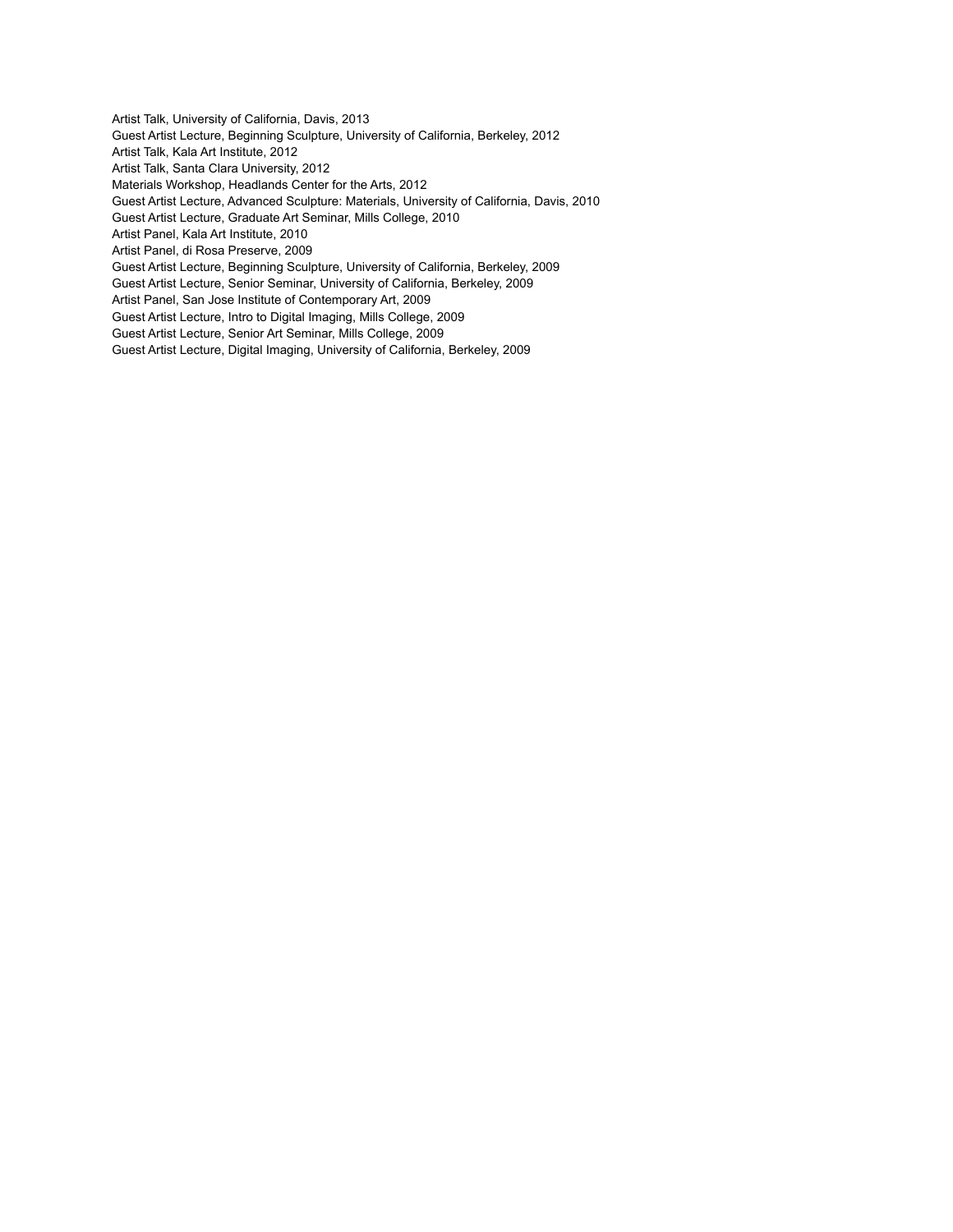Artist Talk, University of California, Davis, 2013
Guest Artist Lecture, Beginning Sculpture, University of California, Berkeley, 2012
Artist Talk, Kala Art Institute, 2012
Artist Talk, Santa Clara University, 2012
Materials Workshop, Headlands Center for the Arts, 2012
Guest Artist Lecture, Advanced Sculpture: Materials, University of California, Davis, 2010
Guest Artist Lecture, Graduate Art Seminar, Mills College, 2010
Artist Panel, Kala Art Institute, 2010
Artist Panel, di Rosa Preserve, 2009
Guest Artist Lecture, Beginning Sculpture, University of California, Berkeley, 2009
Guest Artist Lecture, Senior Seminar, University of California, Berkeley, 2009
Artist Panel, San Jose Institute of Contemporary Art, 2009
Guest Artist Lecture, Intro to Digital Imaging, Mills College, 2009
Guest Artist Lecture, Senior Art Seminar, Mills College, 2009
Guest Artist Lecture, Digital Imaging, University of California, Berkeley, 2009